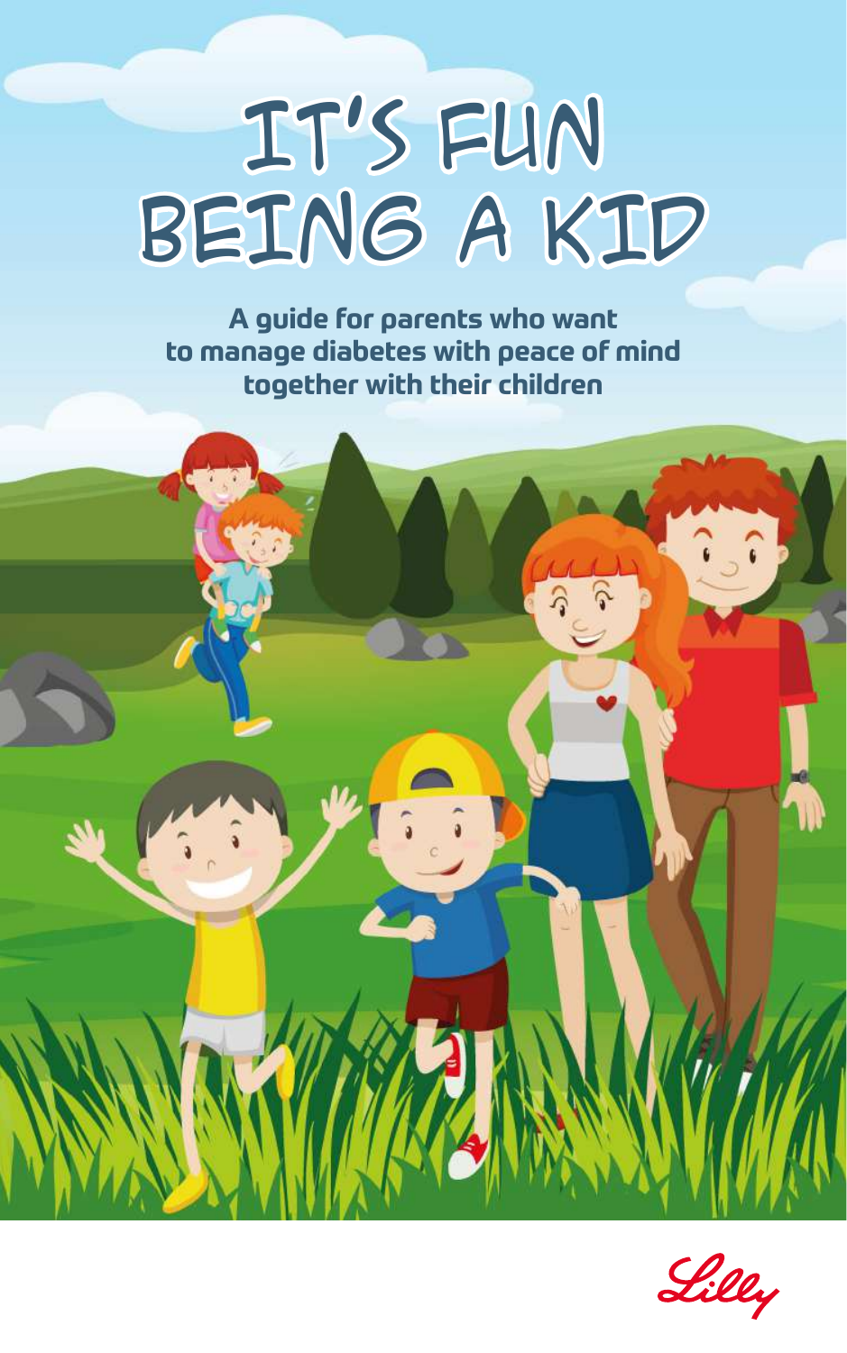# IT'S FUN BEING A KID

**A guide for parents who want to manage diabetes with peace of mind together with their children**

Lilly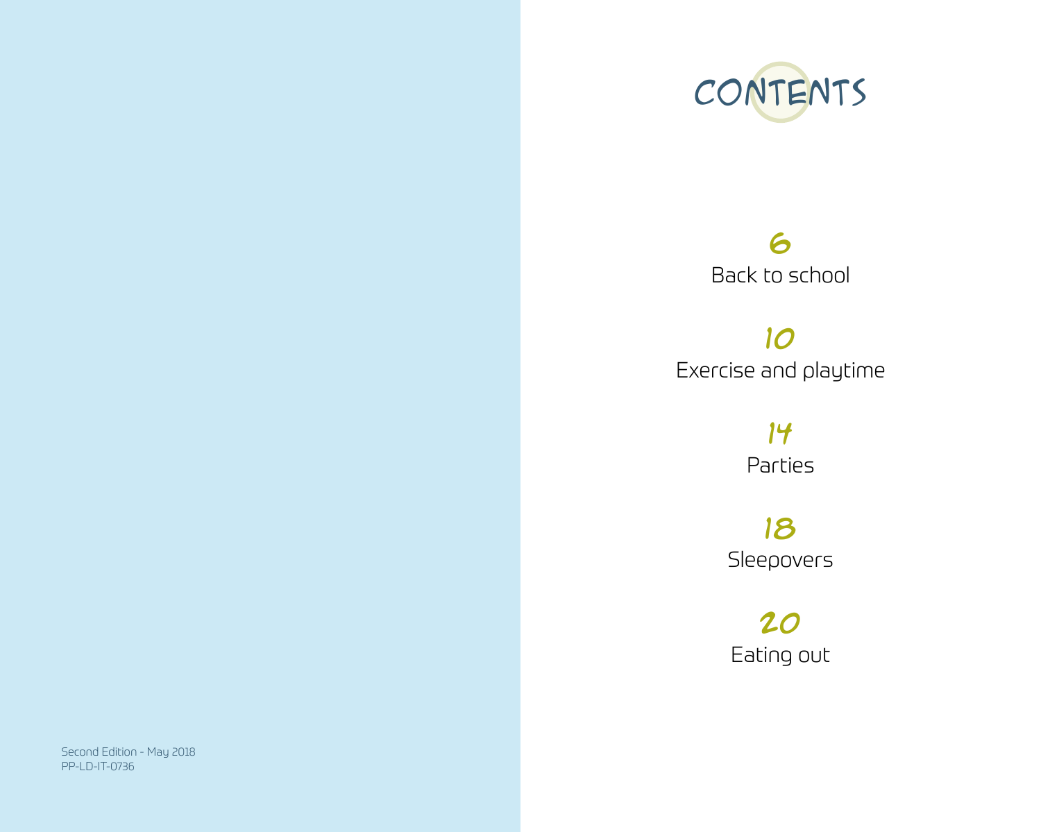Second Edition - May 2018
PP-LD-IT-0736

# CONTENTS

**6**
Back to school

**10**
Exercise and playtime

**14**
Parties

**18**
Sleepovers

**20**
Eating out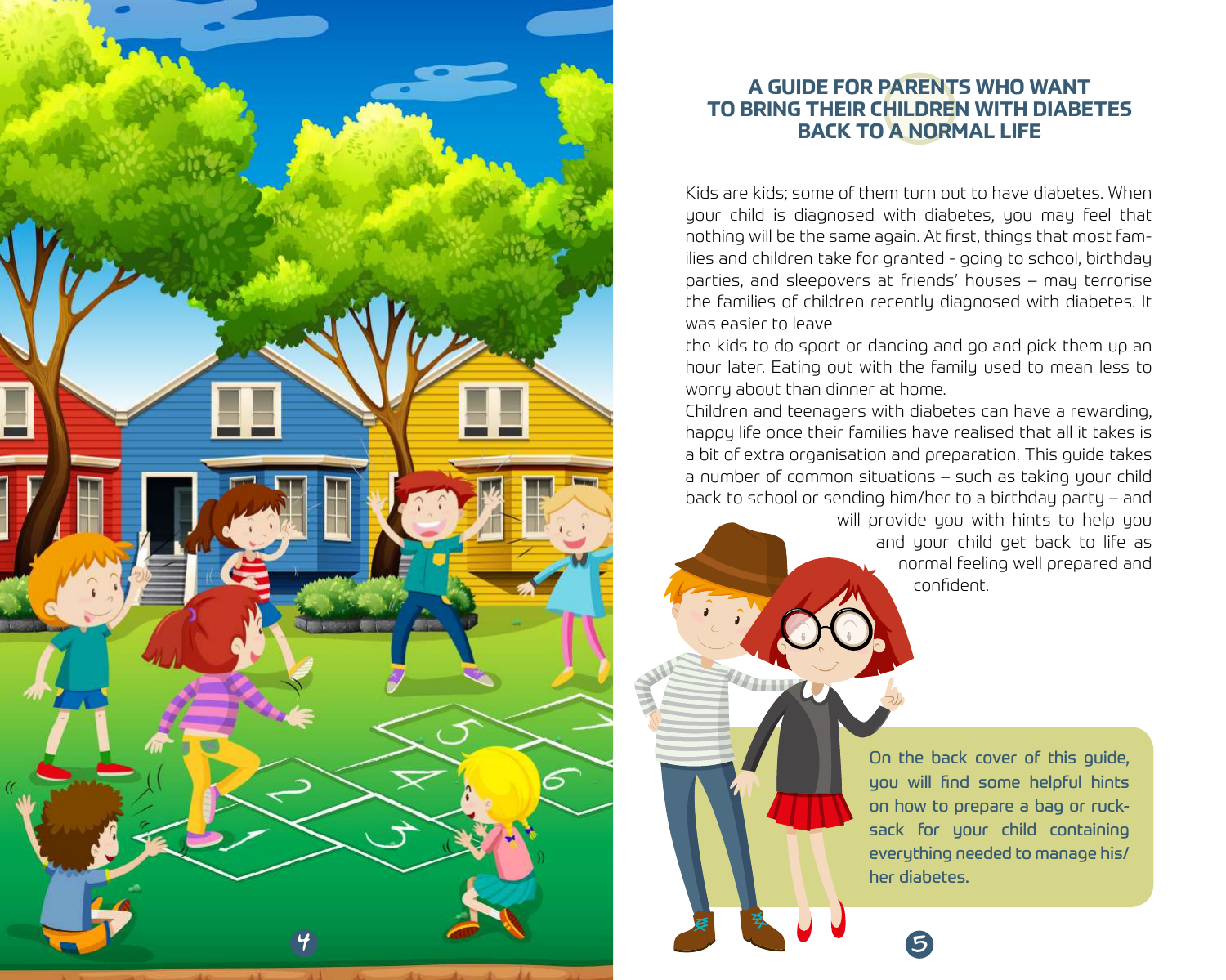## A GUIDE FOR PARENTS WHO WANT TO BRING THEIR CHILDREN WITH DIABETES BACK TO A NORMAL LIFE

Kids are kids; some of them turn out to have diabetes. When your child is diagnosed with diabetes, you may feel that nothing will be the same again. At first, things that most families and children take for granted - going to school, birthday parties, and sleepovers at friends' houses – may terrorise the families of children recently diagnosed with diabetes. It was easier to leave the kids to do sport or dancing and go and pick them up an hour later. Eating out with the family used to mean less to worry about than dinner at home.

Children and teenagers with diabetes can have a rewarding, happy life once their families have realised that all it takes is a bit of extra organisation and preparation. This guide takes a number of common situations – such as taking your child back to school or sending him/her to a birthday party – and will provide you with hints to help you and your child get back to life as normal feeling well prepared and confident.

On the back cover of this guide, you will find some helpful hints on how to prepare a bag or rucksack for your child containing everything needed to manage his/her diabetes.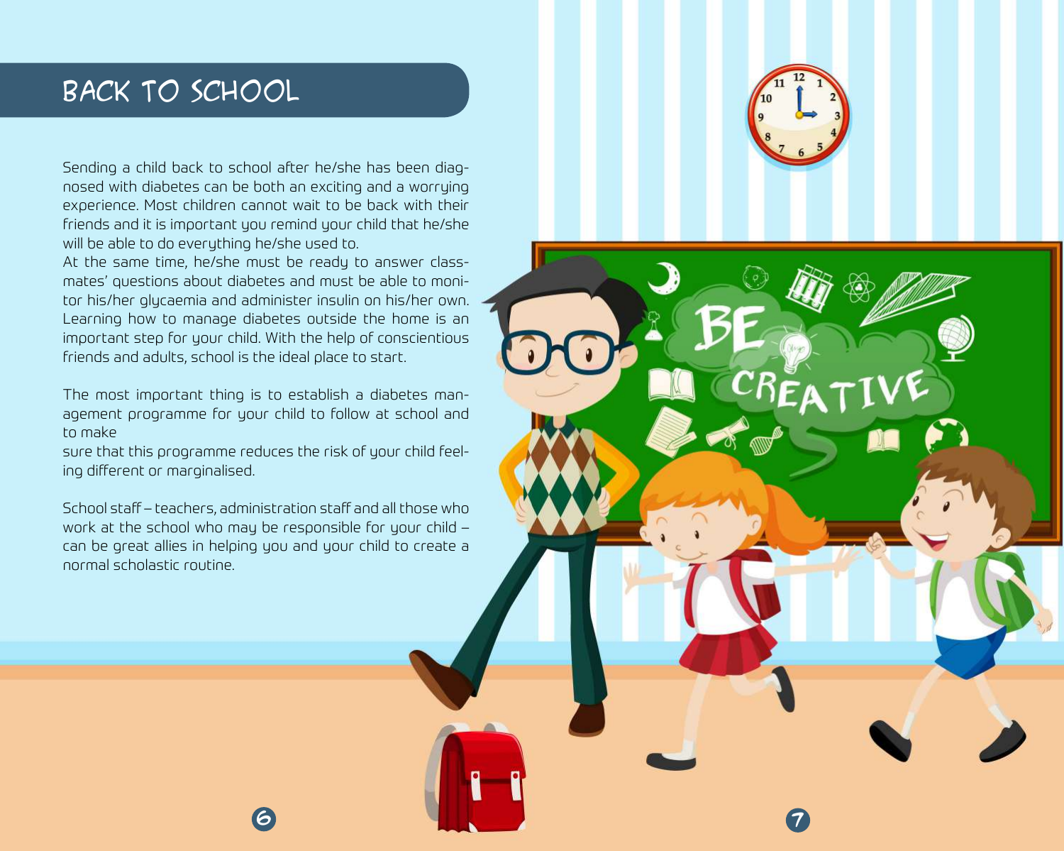# BACK TO SCHOOL

Sending a child back to school after he/she has been diagnosed with diabetes can be both an exciting and a worrying experience. Most children cannot wait to be back with their friends and it is important you remind your child that he/she will be able to do everything he/she used to.
At the same time, he/she must be ready to answer classmates' questions about diabetes and must be able to monitor his/her glycaemia and administer insulin on his/her own. Learning how to manage diabetes outside the home is an important step for your child. With the help of conscientious friends and adults, school is the ideal place to start.

The most important thing is to establish a diabetes management programme for your child to follow at school and to make
sure that this programme reduces the risk of your child feeling different or marginalised.

School staff – teachers, administration staff and all those who work at the school who may be responsible for your child – can be great allies in helping you and your child to create a normal scholastic routine.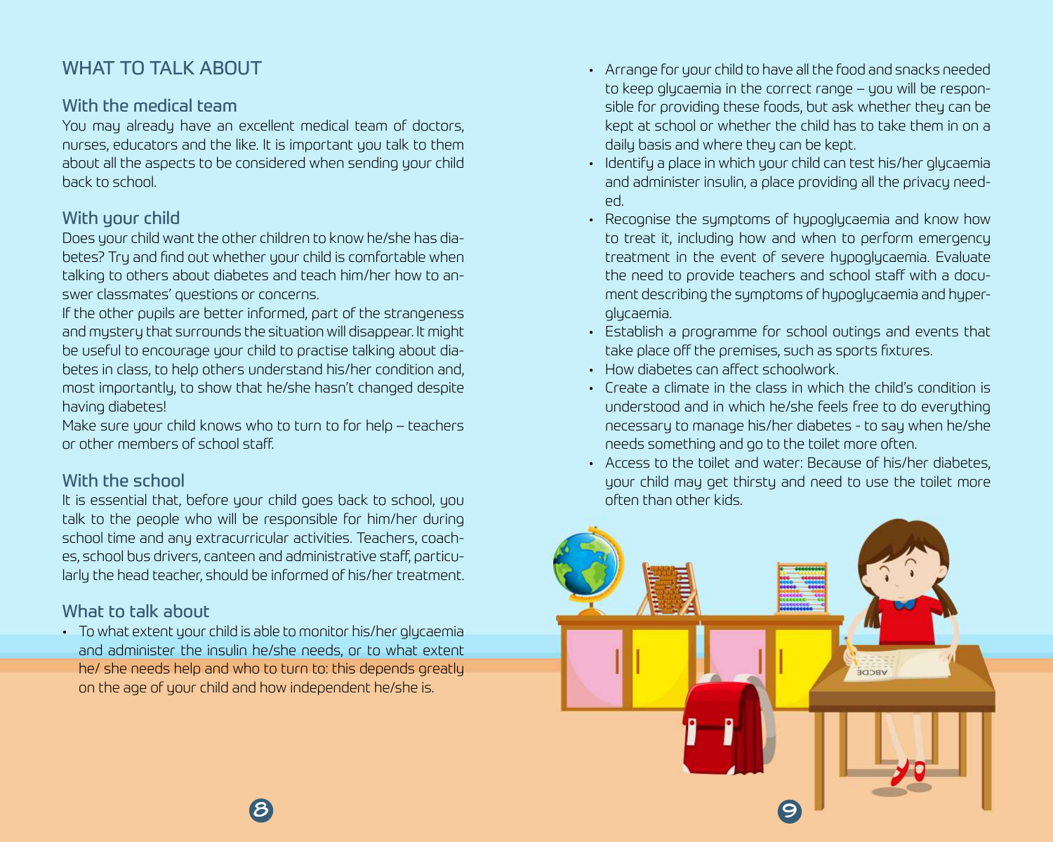## WHAT TO TALK ABOUT

### With the medical team

You may already have an excellent medical team of doctors, nurses, educators and the like. It is important you talk to them about all the aspects to be considered when sending your child back to school.

### With your child

Does your child want the other children to know he/she has diabetes? Try and find out whether your child is comfortable when talking to others about diabetes and teach him/her how to answer classmates' questions or concerns.

If the other pupils are better informed, part of the strangeness and mystery that surrounds the situation will disappear. It might be useful to encourage your child to practise talking about diabetes in class, to help others understand his/her condition and, most importantly, to show that he/she hasn't changed despite having diabetes!

Make sure your child knows who to turn to for help – teachers or other members of school staff.

### With the school

It is essential that, before your child goes back to school, you talk to the people who will be responsible for him/her during school time and any extracurricular activities. Teachers, coaches, school bus drivers, canteen and administrative staff, particularly the head teacher, should be informed of his/her treatment.

### What to talk about

- To what extent your child is able to monitor his/her glycaemia and administer the insulin he/she needs, or to what extent he/ she needs help and who to turn to: this depends greatly on the age of your child and how independent he/she is.
- Arrange for your child to have all the food and snacks needed to keep glycaemia in the correct range – you will be responsible for providing these foods, but ask whether they can be kept at school or whether the child has to take them in on a daily basis and where they can be kept.
- Identify a place in which your child can test his/her glycaemia and administer insulin, a place providing all the privacy needed.
- Recognise the symptoms of hypoglycaemia and know how to treat it, including how and when to perform emergency treatment in the event of severe hypoglycaemia. Evaluate the need to provide teachers and school staff with a document describing the symptoms of hypoglycaemia and hyperglycaemia.
- Establish a programme for school outings and events that take place off the premises, such as sports fixtures.
- How diabetes can affect schoolwork.
- Create a climate in the class in which the child's condition is understood and in which he/she feels free to do everything necessary to manage his/her diabetes - to say when he/she needs something and go to the toilet more often.
- Access to the toilet and water: Because of his/her diabetes, your child may get thirsty and need to use the toilet more often than other kids.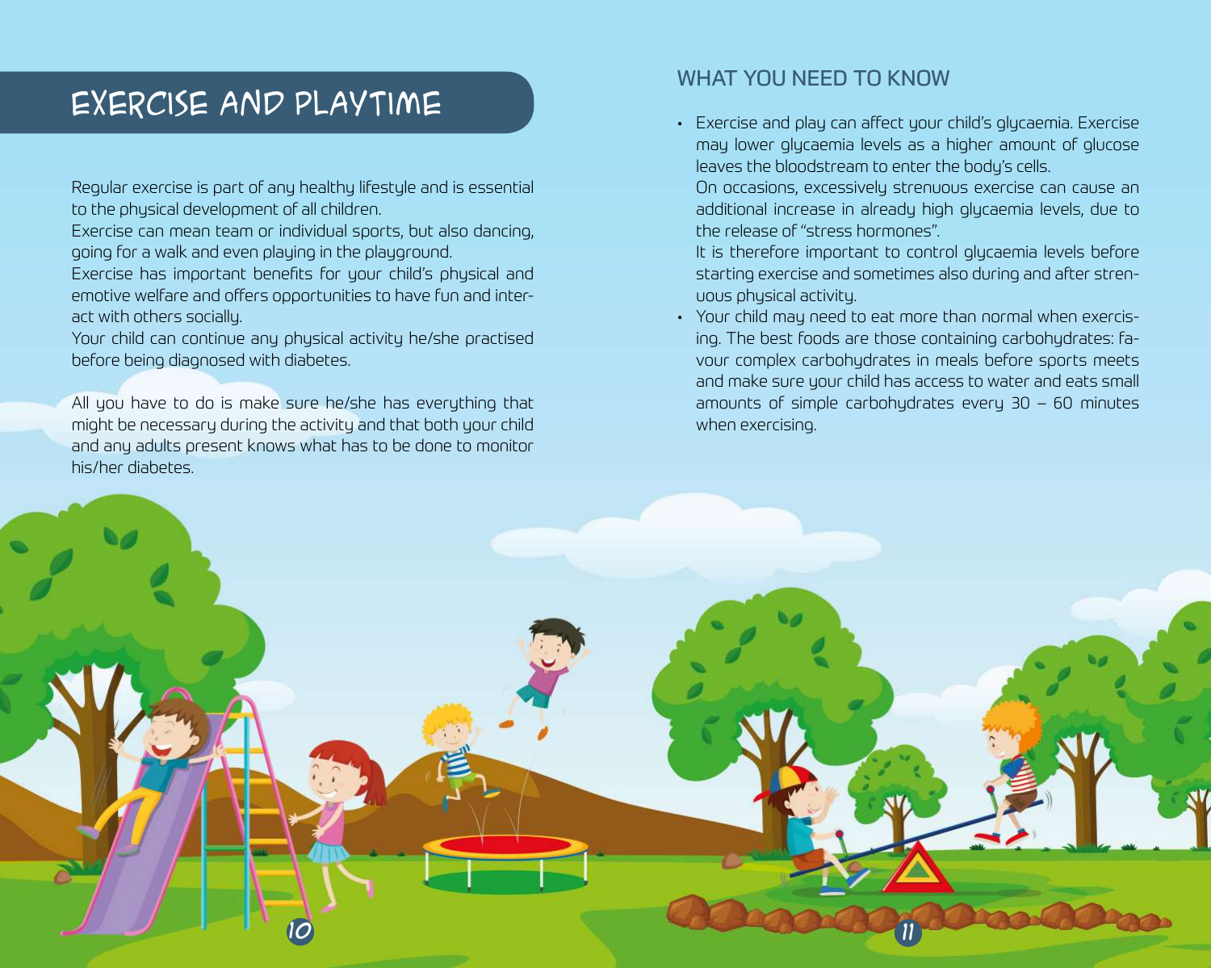# EXERCISE AND PLAYTIME

Regular exercise is part of any healthy lifestyle and is essential to the physical development of all children.
Exercise can mean team or individual sports, but also dancing, going for a walk and even playing in the playground.
Exercise has important benefits for your child's physical and emotive welfare and offers opportunities to have fun and interact with others socially.
Your child can continue any physical activity he/she practised before being diagnosed with diabetes.

All you have to do is make sure he/she has everything that might be necessary during the activity and that both your child and any adults present knows what has to be done to monitor his/her diabetes.

## WHAT YOU NEED TO KNOW

- Exercise and play can affect your child's glycaemia. Exercise may lower glycaemia levels as a higher amount of glucose leaves the bloodstream to enter the body's cells.
  On occasions, excessively strenuous exercise can cause an additional increase in already high glycaemia levels, due to the release of "stress hormones".
  It is therefore important to control glycaemia levels before starting exercise and sometimes also during and after strenuous physical activity.
- Your child may need to eat more than normal when exercising. The best foods are those containing carbohydrates: favour complex carbohydrates in meals before sports meets and make sure your child has access to water and eats small amounts of simple carbohydrates every 30 – 60 minutes when exercising.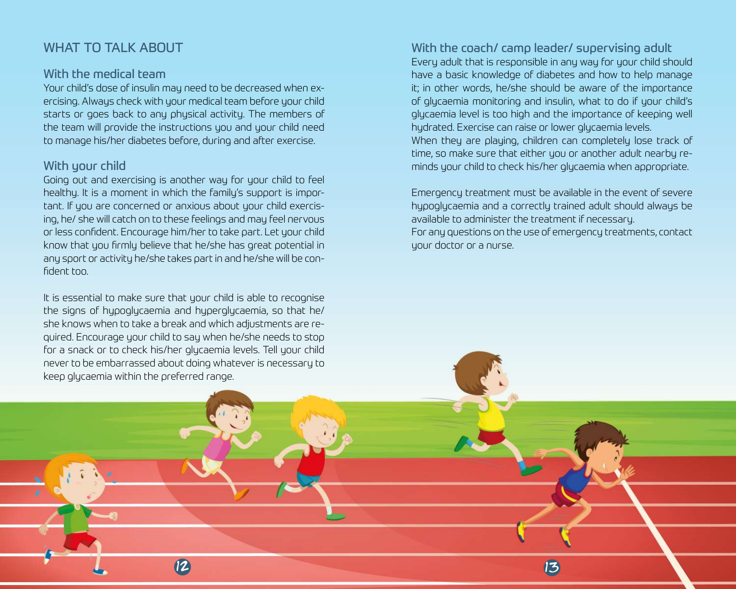## WHAT TO TALK ABOUT

### With the medical team

Your child's dose of insulin may need to be decreased when exercising. Always check with your medical team before your child starts or goes back to any physical activity. The members of the team will provide the instructions you and your child need to manage his/her diabetes before, during and after exercise.

### With your child

Going out and exercising is another way for your child to feel healthy. It is a moment in which the family's support is important. If you are concerned or anxious about your child exercising, he/ she will catch on to these feelings and may feel nervous or less confident. Encourage him/her to take part. Let your child know that you firmly believe that he/she has great potential in any sport or activity he/she takes part in and he/she will be confident too.

It is essential to make sure that your child is able to recognise the signs of hypoglycaemia and hyperglycaemia, so that he/ she knows when to take a break and which adjustments are required. Encourage your child to say when he/she needs to stop for a snack or to check his/her glycaemia levels. Tell your child never to be embarrassed about doing whatever is necessary to keep glycaemia within the preferred range.

### With the coach/ camp leader/ supervising adult

Every adult that is responsible in any way for your child should have a basic knowledge of diabetes and how to help manage it; in other words, he/she should be aware of the importance of glycaemia monitoring and insulin, what to do if your child's glycaemia level is too high and the importance of keeping well hydrated. Exercise can raise or lower glycaemia levels.
When they are playing, children can completely lose track of time, so make sure that either you or another adult nearby reminds your child to check his/her glycaemia when appropriate.

Emergency treatment must be available in the event of severe hypoglycaemia and a correctly trained adult should always be available to administer the treatment if necessary.
For any questions on the use of emergency treatments, contact your doctor or a nurse.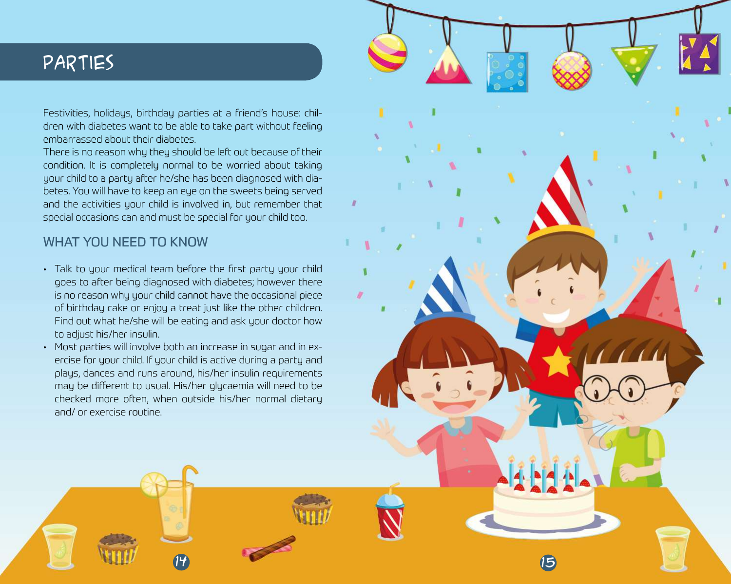# PARTIES

Festivities, holidays, birthday parties at a friend's house: children with diabetes want to be able to take part without feeling embarrassed about their diabetes.
There is no reason why they should be left out because of their condition. It is completely normal to be worried about taking your child to a party after he/she has been diagnosed with diabetes. You will have to keep an eye on the sweets being served and the activities your child is involved in, but remember that special occasions can and must be special for your child too.

## WHAT YOU NEED TO KNOW

- Talk to your medical team before the first party your child goes to after being diagnosed with diabetes; however there is no reason why your child cannot have the occasional piece of birthday cake or enjoy a treat just like the other children. Find out what he/she will be eating and ask your doctor how to adjust his/her insulin.
- Most parties will involve both an increase in sugar and in exercise for your child. If your child is active during a party and plays, dances and runs around, his/her insulin requirements may be different to usual. His/her glycaemia will need to be checked more often, when outside his/her normal dietary and/ or exercise routine.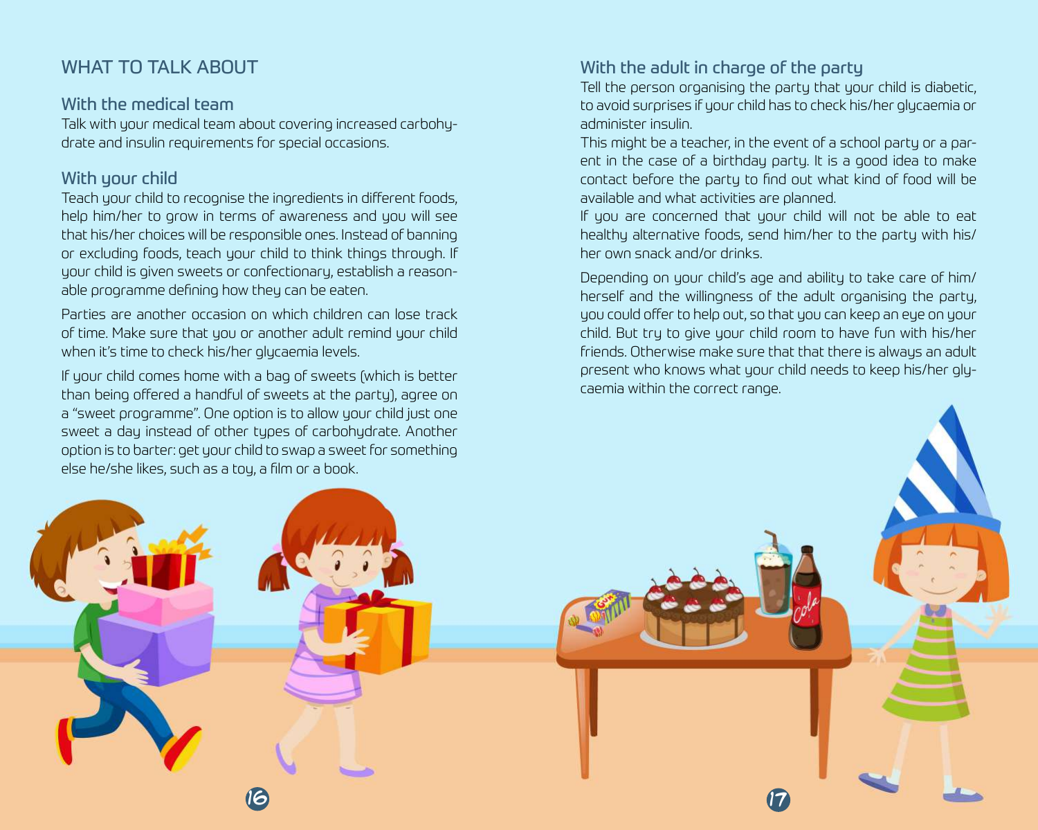## WHAT TO TALK ABOUT

### With the medical team

Talk with your medical team about covering increased carbohydrate and insulin requirements for special occasions.

### With your child

Teach your child to recognise the ingredients in different foods, help him/her to grow in terms of awareness and you will see that his/her choices will be responsible ones. Instead of banning or excluding foods, teach your child to think things through. If your child is given sweets or confectionary, establish a reasonable programme defining how they can be eaten.

Parties are another occasion on which children can lose track of time. Make sure that you or another adult remind your child when it's time to check his/her glycaemia levels.

If your child comes home with a bag of sweets (which is better than being offered a handful of sweets at the party), agree on a "sweet programme". One option is to allow your child just one sweet a day instead of other types of carbohydrate. Another option is to barter: get your child to swap a sweet for something else he/she likes, such as a toy, a film or a book.

### With the adult in charge of the party

Tell the person organising the party that your child is diabetic, to avoid surprises if your child has to check his/her glycaemia or administer insulin.

This might be a teacher, in the event of a school party or a parent in the case of a birthday party. It is a good idea to make contact before the party to find out what kind of food will be available and what activities are planned.

If you are concerned that your child will not be able to eat healthy alternative foods, send him/her to the party with his/her own snack and/or drinks.

Depending on your child's age and ability to take care of him/herself and the willingness of the adult organising the party, you could offer to help out, so that you can keep an eye on your child. But try to give your child room to have fun with his/her friends. Otherwise make sure that that there is always an adult present who knows what your child needs to keep his/her glycaemia within the correct range.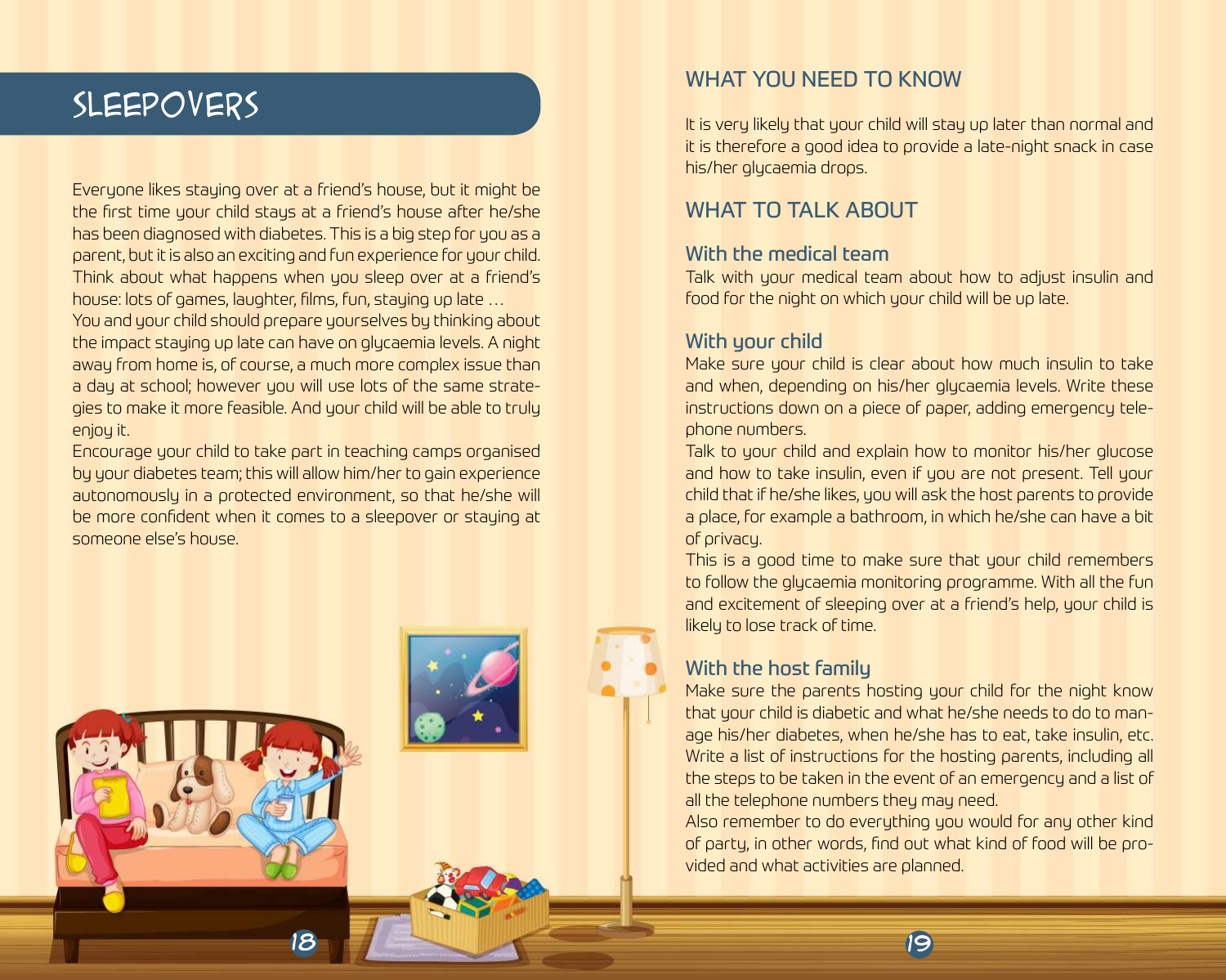# SLEEPOVERS

Everyone likes staying over at a friend's house, but it might be the first time your child stays at a friend's house after he/she has been diagnosed with diabetes. This is a big step for you as a parent, but it is also an exciting and fun experience for your child. Think about what happens when you sleep over at a friend's house: lots of games, laughter, films, fun, staying up late …

You and your child should prepare yourselves by thinking about the impact staying up late can have on glycaemia levels. A night away from home is, of course, a much more complex issue than a day at school; however you will use lots of the same strategies to make it more feasible. And your child will be able to truly enjoy it.

Encourage your child to take part in teaching camps organised by your diabetes team; this will allow him/her to gain experience autonomously in a protected environment, so that he/she will be more confident when it comes to a sleepover or staying at someone else's house.

## WHAT YOU NEED TO KNOW

It is very likely that your child will stay up later than normal and it is therefore a good idea to provide a late-night snack in case his/her glycaemia drops.

## WHAT TO TALK ABOUT

### With the medical team

Talk with your medical team about how to adjust insulin and food for the night on which your child will be up late.

### With your child

Make sure your child is clear about how much insulin to take and when, depending on his/her glycaemia levels. Write these instructions down on a piece of paper, adding emergency telephone numbers.

Talk to your child and explain how to monitor his/her glucose and how to take insulin, even if you are not present. Tell your child that if he/she likes, you will ask the host parents to provide a place, for example a bathroom, in which he/she can have a bit of privacy.

This is a good time to make sure that your child remembers to follow the glycaemia monitoring programme. With all the fun and excitement of sleeping over at a friend's help, your child is likely to lose track of time.

### With the host family

Make sure the parents hosting your child for the night know that your child is diabetic and what he/she needs to do to manage his/her diabetes, when he/she has to eat, take insulin, etc. Write a list of instructions for the hosting parents, including all the steps to be taken in the event of an emergency and a list of all the telephone numbers they may need.

Also remember to do everything you would for any other kind of party, in other words, find out what kind of food will be provided and what activities are planned.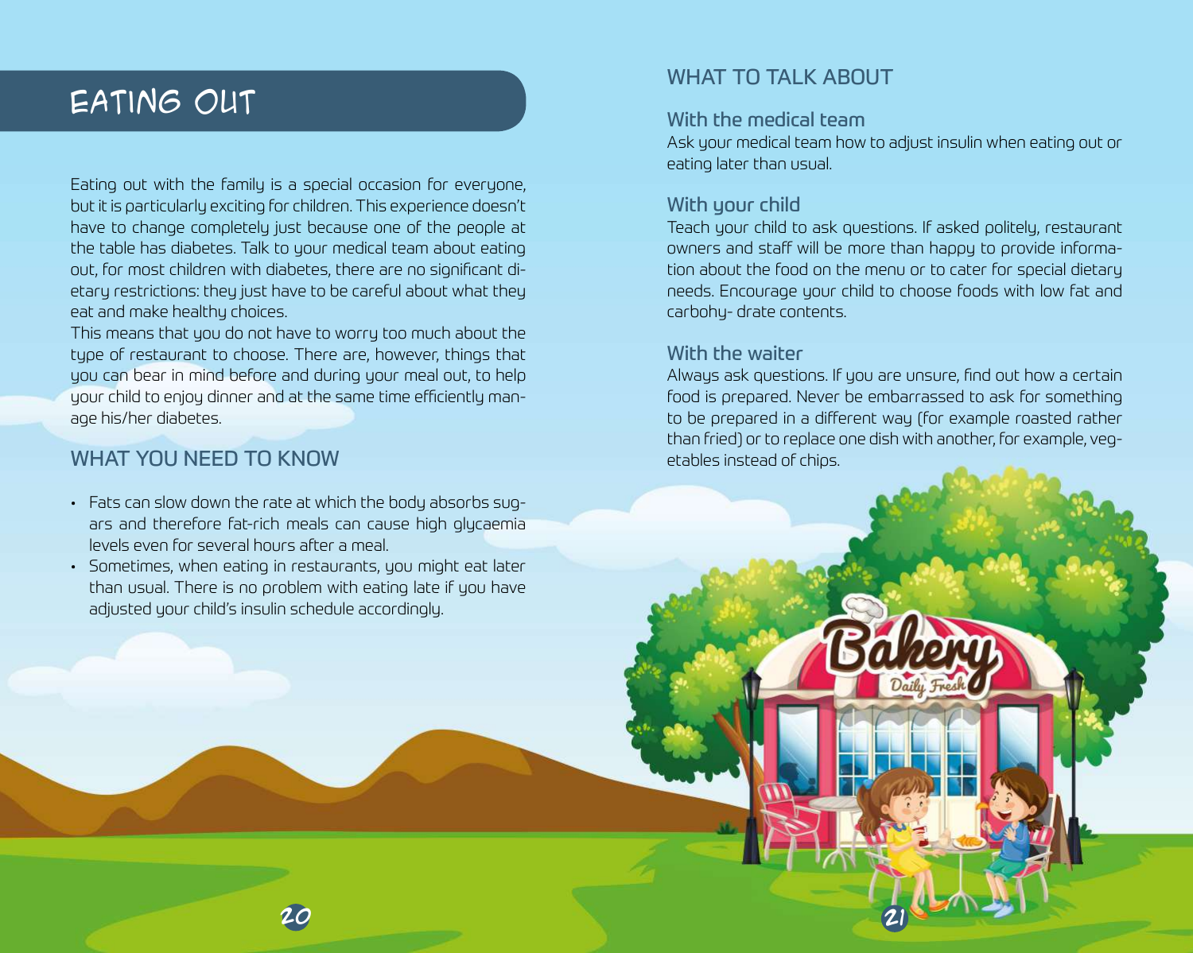# EATING OUT

Eating out with the family is a special occasion for everyone, but it is particularly exciting for children. This experience doesn't have to change completely just because one of the people at the table has diabetes. Talk to your medical team about eating out, for most children with diabetes, there are no significant dietary restrictions: they just have to be careful about what they eat and make healthy choices.

This means that you do not have to worry too much about the type of restaurant to choose. There are, however, things that you can bear in mind before and during your meal out, to help your child to enjoy dinner and at the same time efficiently manage his/her diabetes.

## WHAT YOU NEED TO KNOW

- Fats can slow down the rate at which the body absorbs sugars and therefore fat-rich meals can cause high glycaemia levels even for several hours after a meal.
- Sometimes, when eating in restaurants, you might eat later than usual. There is no problem with eating late if you have adjusted your child's insulin schedule accordingly.

## WHAT TO TALK ABOUT

### With the medical team

Ask your medical team how to adjust insulin when eating out or eating later than usual.

### With your child

Teach your child to ask questions. If asked politely, restaurant owners and staff will be more than happy to provide information about the food on the menu or to cater for special dietary needs. Encourage your child to choose foods with low fat and carbohy- drate contents.

### With the waiter

Always ask questions. If you are unsure, find out how a certain food is prepared. Never be embarrassed to ask for something to be prepared in a different way (for example roasted rather than fried) or to replace one dish with another, for example, vegetables instead of chips.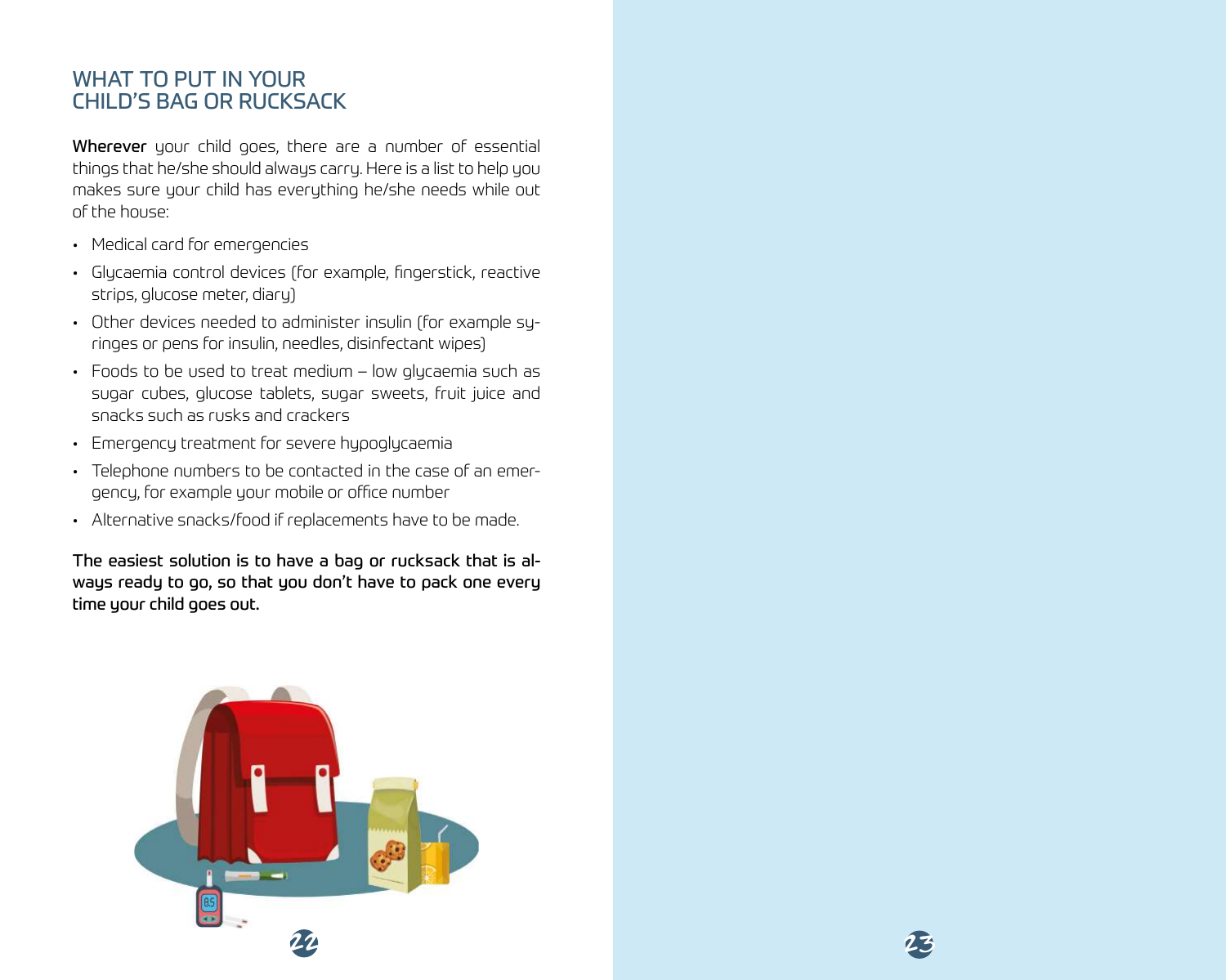## WHAT TO PUT IN YOUR CHILD'S BAG OR RUCKSACK

**Wherever** your child goes, there are a number of essential things that he/she should always carry. Here is a list to help you makes sure your child has everything he/she needs while out of the house:

- Medical card for emergencies
- Glycaemia control devices (for example, fingerstick, reactive strips, glucose meter, diary)
- Other devices needed to administer insulin (for example syringes or pens for insulin, needles, disinfectant wipes)
- Foods to be used to treat medium – low glycaemia such as sugar cubes, glucose tablets, sugar sweets, fruit juice and snacks such as rusks and crackers
- Emergency treatment for severe hypoglycaemia
- Telephone numbers to be contacted in the case of an emergency, for example your mobile or office number
- Alternative snacks/food if replacements have to be made.

**The easiest solution is to have a bag or rucksack that is always ready to go, so that you don't have to pack one every time your child goes out.**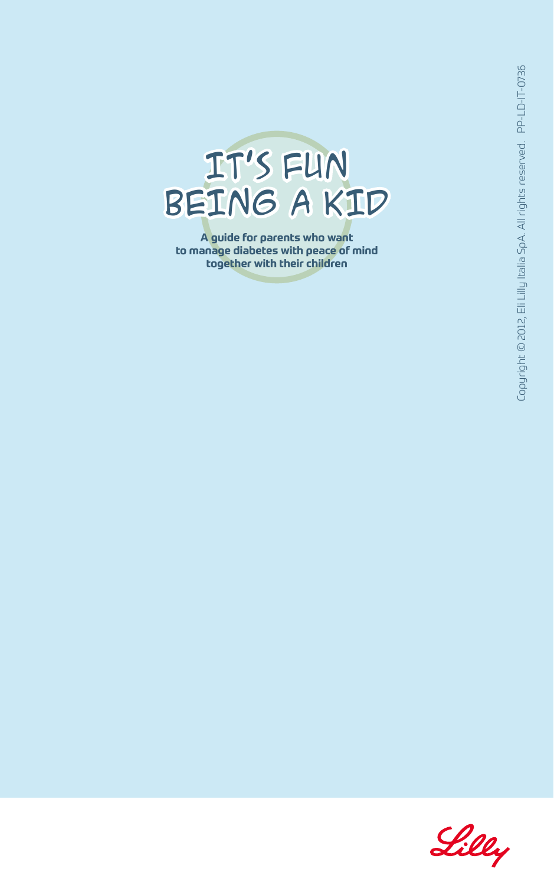# IT'S FUN BEING A KID

**A guide for parents who want to manage diabetes with peace of mind together with their children**

Copyright © 2012, Eli Lilly Italia SpA. All rights reserved. PP-LD-IT-0736

Lilly